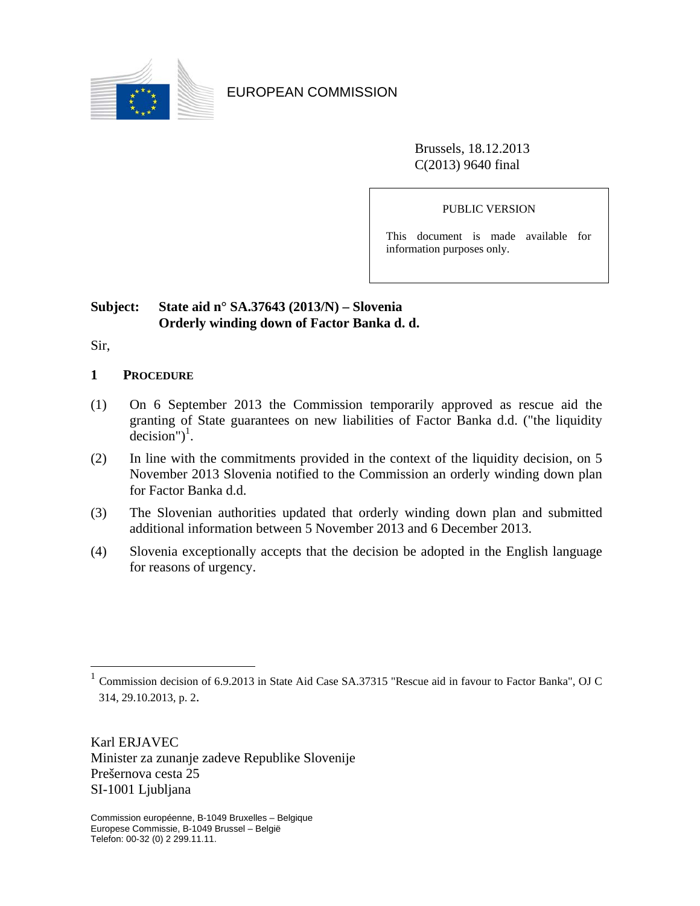EUROPEAN COMMISSION

Brussels, 18.12.2013
C(2013) 9640 final

PUBLIC VERSION

This document is made available for information purposes only.

**Subject: State aid n° SA.37643 (2013/N) – Slovenia**
**Orderly winding down of Factor Banka d. d.**

Sir,

## 1 PROCEDURE

(1) On 6 September 2013 the Commission temporarily approved as rescue aid the granting of State guarantees on new liabilities of Factor Banka d.d. ("the liquidity decision")[1].

(2) In line with the commitments provided in the context of the liquidity decision, on 5 November 2013 Slovenia notified to the Commission an orderly winding down plan for Factor Banka d.d.

(3) The Slovenian authorities updated that orderly winding down plan and submitted additional information between 5 November 2013 and 6 December 2013.

(4) Slovenia exceptionally accepts that the decision be adopted in the English language for reasons of urgency.

[1] Commission decision of 6.9.2013 in State Aid Case SA.37315 "Rescue aid in favour to Factor Banka", OJ C 314, 29.10.2013, p. 2.

Karl ERJAVEC
Minister za zunanje zadeve Republike Slovenije
Prešernova cesta 25
SI-1001 Ljubljana

Commission européenne, B-1049 Bruxelles – Belgique
Europese Commissie, B-1049 Brussel – België
Telefon: 00-32 (0) 2 299.11.11.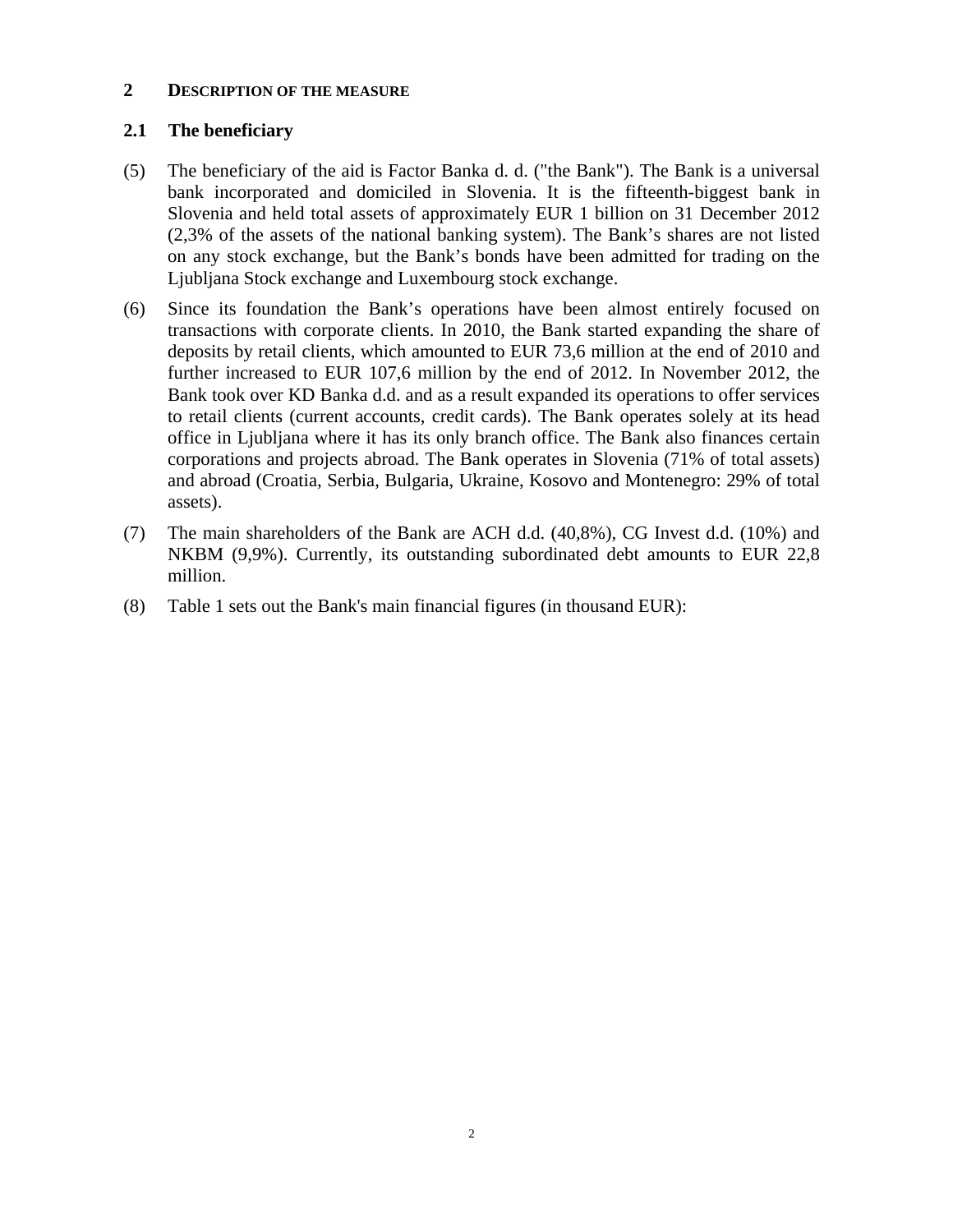## 2 DESCRIPTION OF THE MEASURE

### 2.1 The beneficiary

(5) The beneficiary of the aid is Factor Banka d. d. ("the Bank"). The Bank is a universal bank incorporated and domiciled in Slovenia. It is the fifteenth-biggest bank in Slovenia and held total assets of approximately EUR 1 billion on 31 December 2012 (2,3% of the assets of the national banking system). The Bank's shares are not listed on any stock exchange, but the Bank's bonds have been admitted for trading on the Ljubljana Stock exchange and Luxembourg stock exchange.

(6) Since its foundation the Bank's operations have been almost entirely focused on transactions with corporate clients. In 2010, the Bank started expanding the share of deposits by retail clients, which amounted to EUR 73,6 million at the end of 2010 and further increased to EUR 107,6 million by the end of 2012. In November 2012, the Bank took over KD Banka d.d. and as a result expanded its operations to offer services to retail clients (current accounts, credit cards). The Bank operates solely at its head office in Ljubljana where it has its only branch office. The Bank also finances certain corporations and projects abroad. The Bank operates in Slovenia (71% of total assets) and abroad (Croatia, Serbia, Bulgaria, Ukraine, Kosovo and Montenegro: 29% of total assets).

(7) The main shareholders of the Bank are ACH d.d. (40,8%), CG Invest d.d. (10%) and NKBM (9,9%). Currently, its outstanding subordinated debt amounts to EUR 22,8 million.

(8) Table 1 sets out the Bank's main financial figures (in thousand EUR):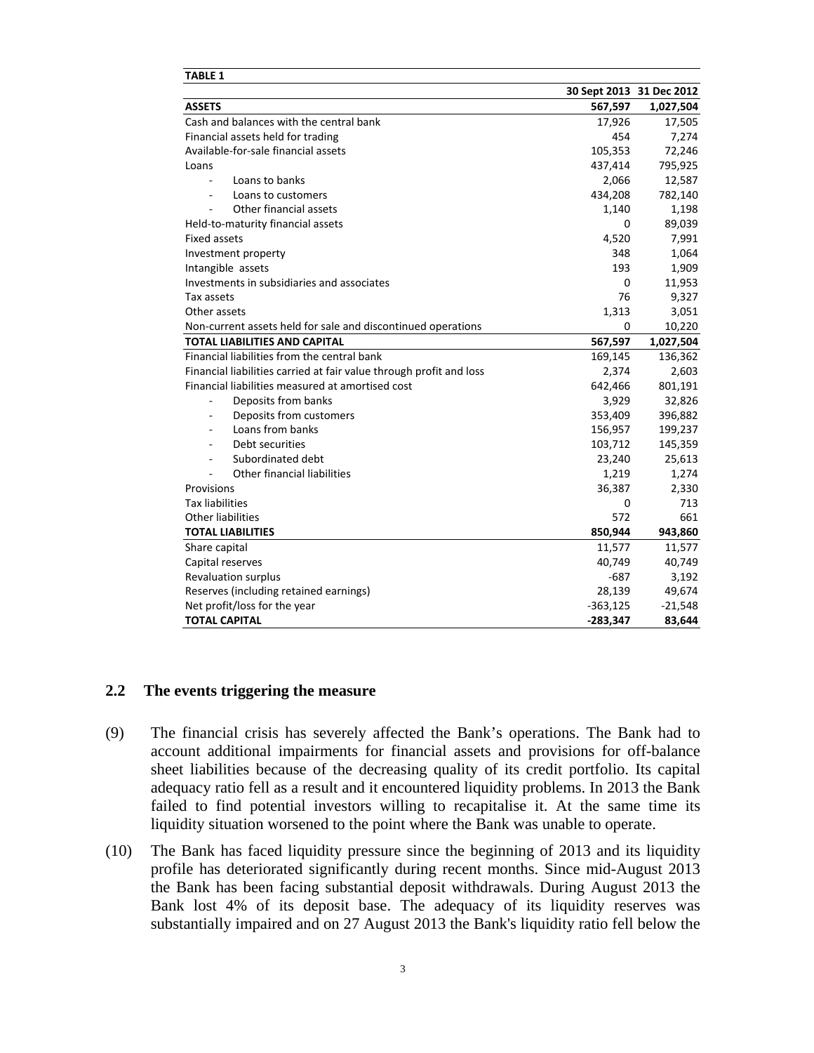**TABLE 1**

| | 30 Sept 2013 | 31 Dec 2012 |
|---|---|---|
| **ASSETS** | **567,597** | **1,027,504** |
| Cash and balances with the central bank | 17,926 | 17,505 |
| Financial assets held for trading | 454 | 7,274 |
| Available-for-sale financial assets | 105,353 | 72,246 |
| Loans | 437,414 | 795,925 |
| - Loans to banks | 2,066 | 12,587 |
| - Loans to customers | 434,208 | 782,140 |
| - Other financial assets | 1,140 | 1,198 |
| Held-to-maturity financial assets | 0 | 89,039 |
| Fixed assets | 4,520 | 7,991 |
| Investment property | 348 | 1,064 |
| Intangible assets | 193 | 1,909 |
| Investments in subsidiaries and associates | 0 | 11,953 |
| Tax assets | 76 | 9,327 |
| Other assets | 1,313 | 3,051 |
| Non-current assets held for sale and discontinued operations | 0 | 10,220 |
| **TOTAL LIABILITIES AND CAPITAL** | **567,597** | **1,027,504** |
| Financial liabilities from the central bank | 169,145 | 136,362 |
| Financial liabilities carried at fair value through profit and loss | 2,374 | 2,603 |
| Financial liabilities measured at amortised cost | 642,466 | 801,191 |
| - Deposits from banks | 3,929 | 32,826 |
| - Deposits from customers | 353,409 | 396,882 |
| - Loans from banks | 156,957 | 199,237 |
| - Debt securities | 103,712 | 145,359 |
| - Subordinated debt | 23,240 | 25,613 |
| - Other financial liabilities | 1,219 | 1,274 |
| Provisions | 36,387 | 2,330 |
| Tax liabilities | 0 | 713 |
| Other liabilities | 572 | 661 |
| **TOTAL LIABILITIES** | **850,944** | **943,860** |
| Share capital | 11,577 | 11,577 |
| Capital reserves | 40,749 | 40,749 |
| Revaluation surplus | -687 | 3,192 |
| Reserves (including retained earnings) | 28,139 | 49,674 |
| Net profit/loss for the year | -363,125 | -21,548 |
| **TOTAL CAPITAL** | **-283,347** | **83,644** |

## 2.2 The events triggering the measure

(9) The financial crisis has severely affected the Bank's operations. The Bank had to account additional impairments for financial assets and provisions for off-balance sheet liabilities because of the decreasing quality of its credit portfolio. Its capital adequacy ratio fell as a result and it encountered liquidity problems. In 2013 the Bank failed to find potential investors willing to recapitalise it. At the same time its liquidity situation worsened to the point where the Bank was unable to operate.

(10) The Bank has faced liquidity pressure since the beginning of 2013 and its liquidity profile has deteriorated significantly during recent months. Since mid-August 2013 the Bank has been facing substantial deposit withdrawals. During August 2013 the Bank lost 4% of its deposit base. The adequacy of its liquidity reserves was substantially impaired and on 27 August 2013 the Bank's liquidity ratio fell below the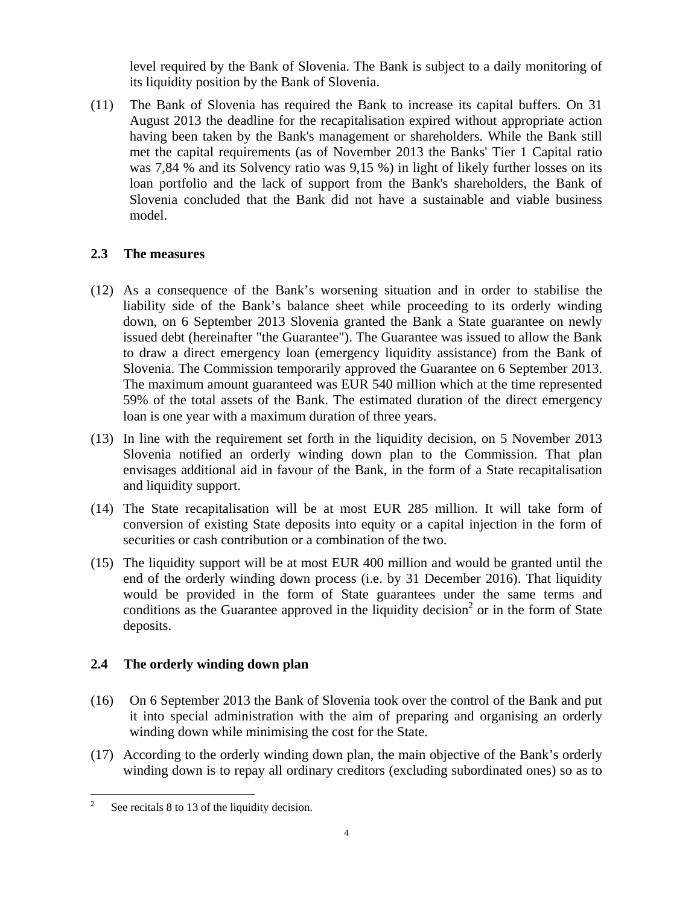level required by the Bank of Slovenia. The Bank is subject to a daily monitoring of its liquidity position by the Bank of Slovenia.

(11) The Bank of Slovenia has required the Bank to increase its capital buffers. On 31 August 2013 the deadline for the recapitalisation expired without appropriate action having been taken by the Bank's management or shareholders. While the Bank still met the capital requirements (as of November 2013 the Banks' Tier 1 Capital ratio was 7,84 % and its Solvency ratio was 9,15 %) in light of likely further losses on its loan portfolio and the lack of support from the Bank's shareholders, the Bank of Slovenia concluded that the Bank did not have a sustainable and viable business model.

### 2.3 The measures

(12) As a consequence of the Bank's worsening situation and in order to stabilise the liability side of the Bank's balance sheet while proceeding to its orderly winding down, on 6 September 2013 Slovenia granted the Bank a State guarantee on newly issued debt (hereinafter "the Guarantee"). The Guarantee was issued to allow the Bank to draw a direct emergency loan (emergency liquidity assistance) from the Bank of Slovenia. The Commission temporarily approved the Guarantee on 6 September 2013. The maximum amount guaranteed was EUR 540 million which at the time represented 59% of the total assets of the Bank. The estimated duration of the direct emergency loan is one year with a maximum duration of three years.

(13) In line with the requirement set forth in the liquidity decision, on 5 November 2013 Slovenia notified an orderly winding down plan to the Commission. That plan envisages additional aid in favour of the Bank, in the form of a State recapitalisation and liquidity support.

(14) The State recapitalisation will be at most EUR 285 million. It will take form of conversion of existing State deposits into equity or a capital injection in the form of securities or cash contribution or a combination of the two.

(15) The liquidity support will be at most EUR 400 million and would be granted until the end of the orderly winding down process (i.e. by 31 December 2016). That liquidity would be provided in the form of State guarantees under the same terms and conditions as the Guarantee approved in the liquidity decision[2] or in the form of State deposits.

### 2.4 The orderly winding down plan

(16) On 6 September 2013 the Bank of Slovenia took over the control of the Bank and put it into special administration with the aim of preparing and organising an orderly winding down while minimising the cost for the State.

(17) According to the orderly winding down plan, the main objective of the Bank's orderly winding down is to repay all ordinary creditors (excluding subordinated ones) so as to

[2] See recitals 8 to 13 of the liquidity decision.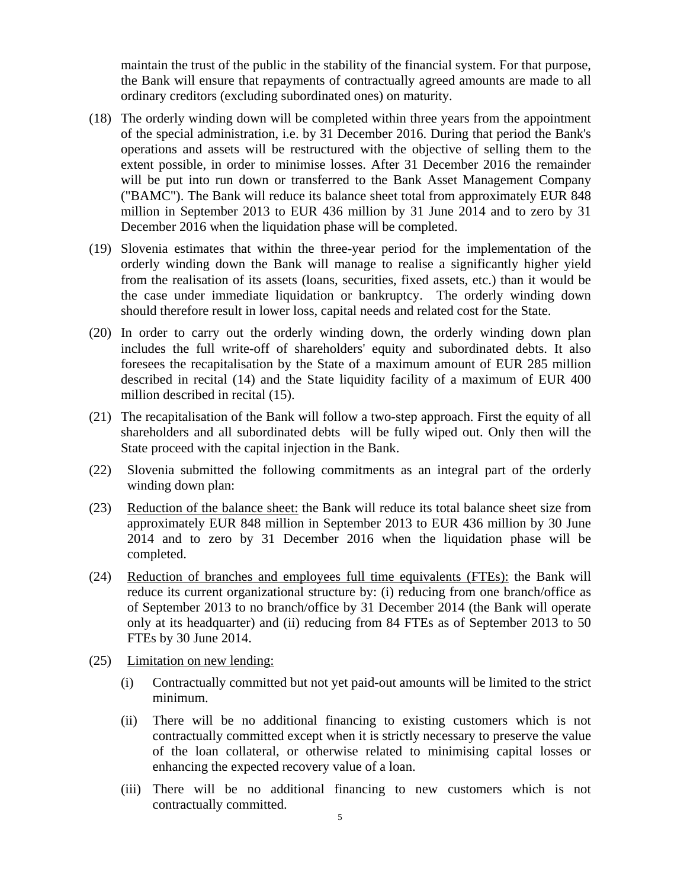maintain the trust of the public in the stability of the financial system. For that purpose, the Bank will ensure that repayments of contractually agreed amounts are made to all ordinary creditors (excluding subordinated ones) on maturity.

(18) The orderly winding down will be completed within three years from the appointment of the special administration, i.e. by 31 December 2016. During that period the Bank's operations and assets will be restructured with the objective of selling them to the extent possible, in order to minimise losses. After 31 December 2016 the remainder will be put into run down or transferred to the Bank Asset Management Company ("BAMC"). The Bank will reduce its balance sheet total from approximately EUR 848 million in September 2013 to EUR 436 million by 31 June 2014 and to zero by 31 December 2016 when the liquidation phase will be completed.

(19) Slovenia estimates that within the three-year period for the implementation of the orderly winding down the Bank will manage to realise a significantly higher yield from the realisation of its assets (loans, securities, fixed assets, etc.) than it would be the case under immediate liquidation or bankruptcy. The orderly winding down should therefore result in lower loss, capital needs and related cost for the State.

(20) In order to carry out the orderly winding down, the orderly winding down plan includes the full write-off of shareholders' equity and subordinated debts. It also foresees the recapitalisation by the State of a maximum amount of EUR 285 million described in recital (14) and the State liquidity facility of a maximum of EUR 400 million described in recital (15).

(21) The recapitalisation of the Bank will follow a two-step approach. First the equity of all shareholders and all subordinated debts will be fully wiped out. Only then will the State proceed with the capital injection in the Bank.

(22) Slovenia submitted the following commitments as an integral part of the orderly winding down plan:

(23) Reduction of the balance sheet: the Bank will reduce its total balance sheet size from approximately EUR 848 million in September 2013 to EUR 436 million by 30 June 2014 and to zero by 31 December 2016 when the liquidation phase will be completed.

(24) Reduction of branches and employees full time equivalents (FTEs): the Bank will reduce its current organizational structure by: (i) reducing from one branch/office as of September 2013 to no branch/office by 31 December 2014 (the Bank will operate only at its headquarter) and (ii) reducing from 84 FTEs as of September 2013 to 50 FTEs by 30 June 2014.

(25) Limitation on new lending:

  (i) Contractually committed but not yet paid-out amounts will be limited to the strict minimum.

  (ii) There will be no additional financing to existing customers which is not contractually committed except when it is strictly necessary to preserve the value of the loan collateral, or otherwise related to minimising capital losses or enhancing the expected recovery value of a loan.

  (iii) There will be no additional financing to new customers which is not contractually committed.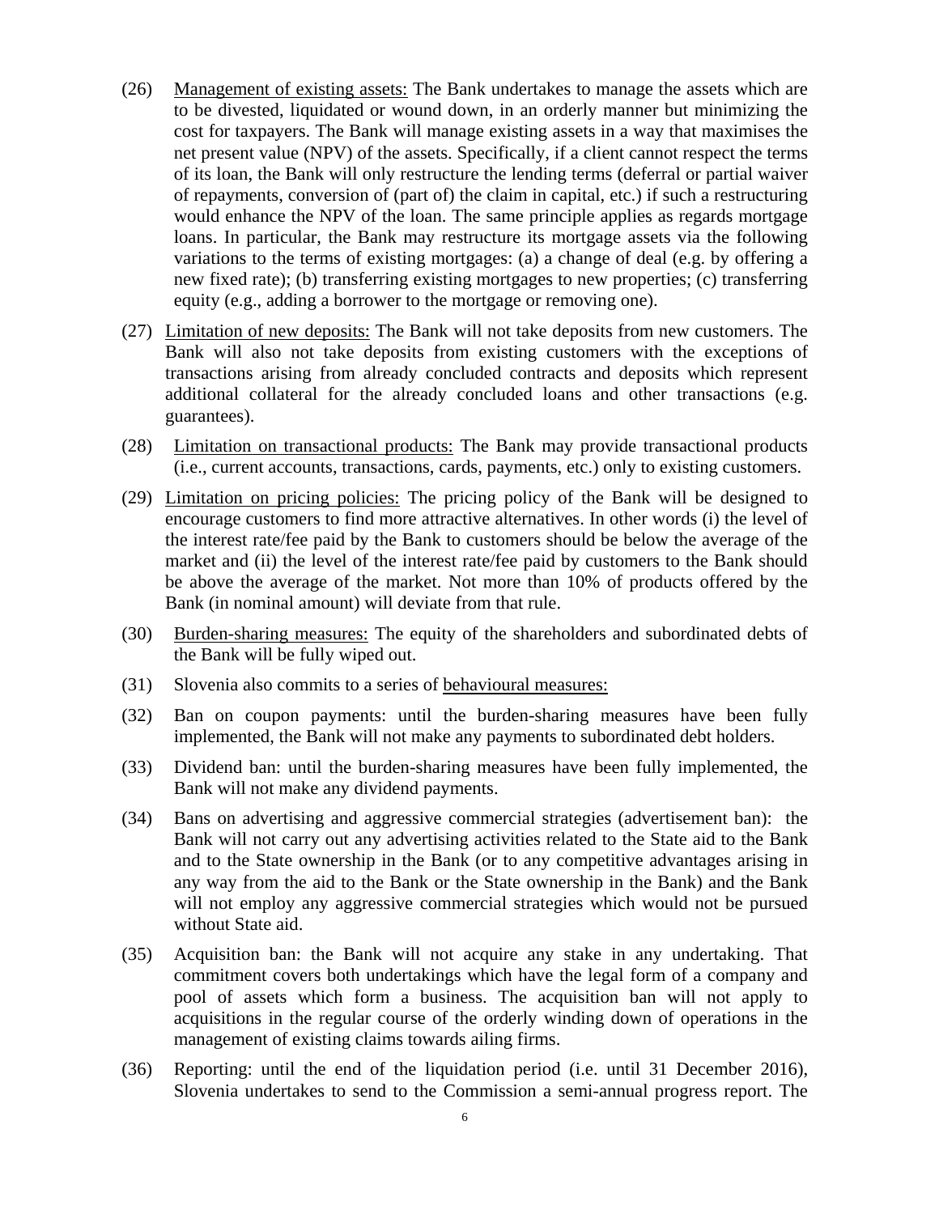(26) Management of existing assets: The Bank undertakes to manage the assets which are to be divested, liquidated or wound down, in an orderly manner but minimizing the cost for taxpayers. The Bank will manage existing assets in a way that maximises the net present value (NPV) of the assets. Specifically, if a client cannot respect the terms of its loan, the Bank will only restructure the lending terms (deferral or partial waiver of repayments, conversion of (part of) the claim in capital, etc.) if such a restructuring would enhance the NPV of the loan. The same principle applies as regards mortgage loans. In particular, the Bank may restructure its mortgage assets via the following variations to the terms of existing mortgages: (a) a change of deal (e.g. by offering a new fixed rate); (b) transferring existing mortgages to new properties; (c) transferring equity (e.g., adding a borrower to the mortgage or removing one).

(27) Limitation of new deposits: The Bank will not take deposits from new customers. The Bank will also not take deposits from existing customers with the exceptions of transactions arising from already concluded contracts and deposits which represent additional collateral for the already concluded loans and other transactions (e.g. guarantees).

(28) Limitation on transactional products: The Bank may provide transactional products (i.e., current accounts, transactions, cards, payments, etc.) only to existing customers.

(29) Limitation on pricing policies: The pricing policy of the Bank will be designed to encourage customers to find more attractive alternatives. In other words (i) the level of the interest rate/fee paid by the Bank to customers should be below the average of the market and (ii) the level of the interest rate/fee paid by customers to the Bank should be above the average of the market. Not more than 10% of products offered by the Bank (in nominal amount) will deviate from that rule.

(30) Burden-sharing measures: The equity of the shareholders and subordinated debts of the Bank will be fully wiped out.

(31) Slovenia also commits to a series of behavioural measures:

(32) Ban on coupon payments: until the burden-sharing measures have been fully implemented, the Bank will not make any payments to subordinated debt holders.

(33) Dividend ban: until the burden-sharing measures have been fully implemented, the Bank will not make any dividend payments.

(34) Bans on advertising and aggressive commercial strategies (advertisement ban): the Bank will not carry out any advertising activities related to the State aid to the Bank and to the State ownership in the Bank (or to any competitive advantages arising in any way from the aid to the Bank or the State ownership in the Bank) and the Bank will not employ any aggressive commercial strategies which would not be pursued without State aid.

(35) Acquisition ban: the Bank will not acquire any stake in any undertaking. That commitment covers both undertakings which have the legal form of a company and pool of assets which form a business. The acquisition ban will not apply to acquisitions in the regular course of the orderly winding down of operations in the management of existing claims towards ailing firms.

(36) Reporting: until the end of the liquidation period (i.e. until 31 December 2016), Slovenia undertakes to send to the Commission a semi-annual progress report. The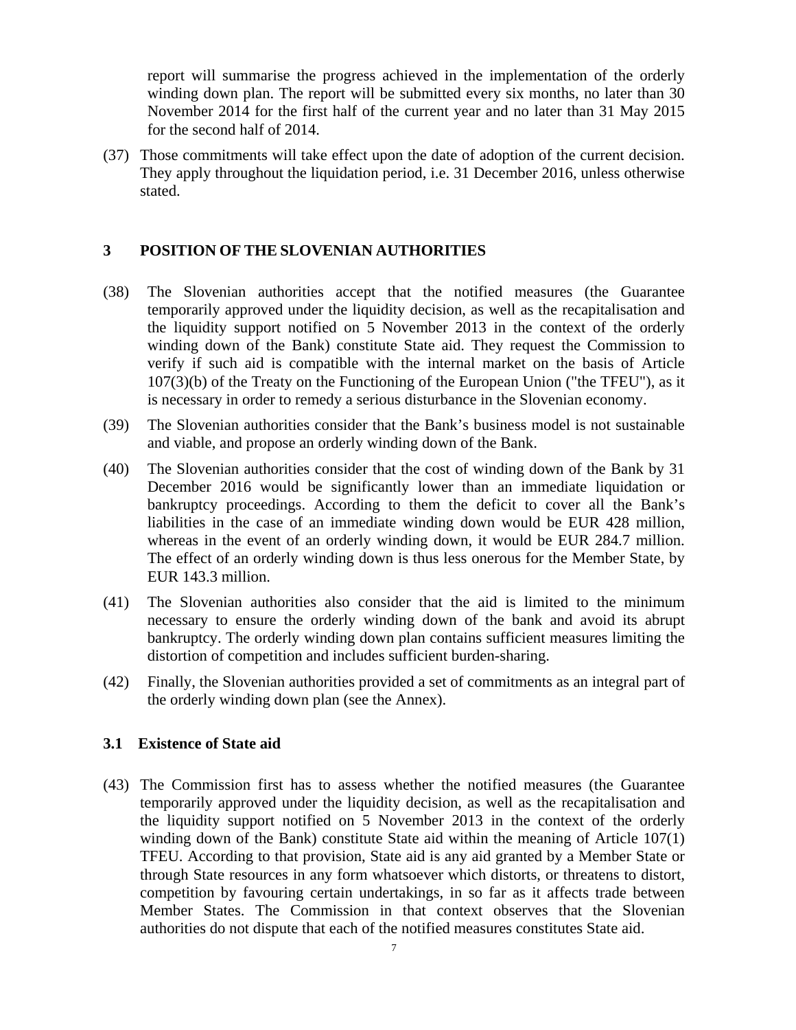report will summarise the progress achieved in the implementation of the orderly winding down plan. The report will be submitted every six months, no later than 30 November 2014 for the first half of the current year and no later than 31 May 2015 for the second half of 2014.

(37) Those commitments will take effect upon the date of adoption of the current decision. They apply throughout the liquidation period, i.e. 31 December 2016, unless otherwise stated.

## 3 POSITION OF THE SLOVENIAN AUTHORITIES

(38) The Slovenian authorities accept that the notified measures (the Guarantee temporarily approved under the liquidity decision, as well as the recapitalisation and the liquidity support notified on 5 November 2013 in the context of the orderly winding down of the Bank) constitute State aid. They request the Commission to verify if such aid is compatible with the internal market on the basis of Article 107(3)(b) of the Treaty on the Functioning of the European Union ("the TFEU"), as it is necessary in order to remedy a serious disturbance in the Slovenian economy.

(39) The Slovenian authorities consider that the Bank's business model is not sustainable and viable, and propose an orderly winding down of the Bank.

(40) The Slovenian authorities consider that the cost of winding down of the Bank by 31 December 2016 would be significantly lower than an immediate liquidation or bankruptcy proceedings. According to them the deficit to cover all the Bank's liabilities in the case of an immediate winding down would be EUR 428 million, whereas in the event of an orderly winding down, it would be EUR 284.7 million. The effect of an orderly winding down is thus less onerous for the Member State, by EUR 143.3 million.

(41) The Slovenian authorities also consider that the aid is limited to the minimum necessary to ensure the orderly winding down of the bank and avoid its abrupt bankruptcy. The orderly winding down plan contains sufficient measures limiting the distortion of competition and includes sufficient burden-sharing.

(42) Finally, the Slovenian authorities provided a set of commitments as an integral part of the orderly winding down plan (see the Annex).

### 3.1 Existence of State aid

(43) The Commission first has to assess whether the notified measures (the Guarantee temporarily approved under the liquidity decision, as well as the recapitalisation and the liquidity support notified on 5 November 2013 in the context of the orderly winding down of the Bank) constitute State aid within the meaning of Article 107(1) TFEU. According to that provision, State aid is any aid granted by a Member State or through State resources in any form whatsoever which distorts, or threatens to distort, competition by favouring certain undertakings, in so far as it affects trade between Member States. The Commission in that context observes that the Slovenian authorities do not dispute that each of the notified measures constitutes State aid.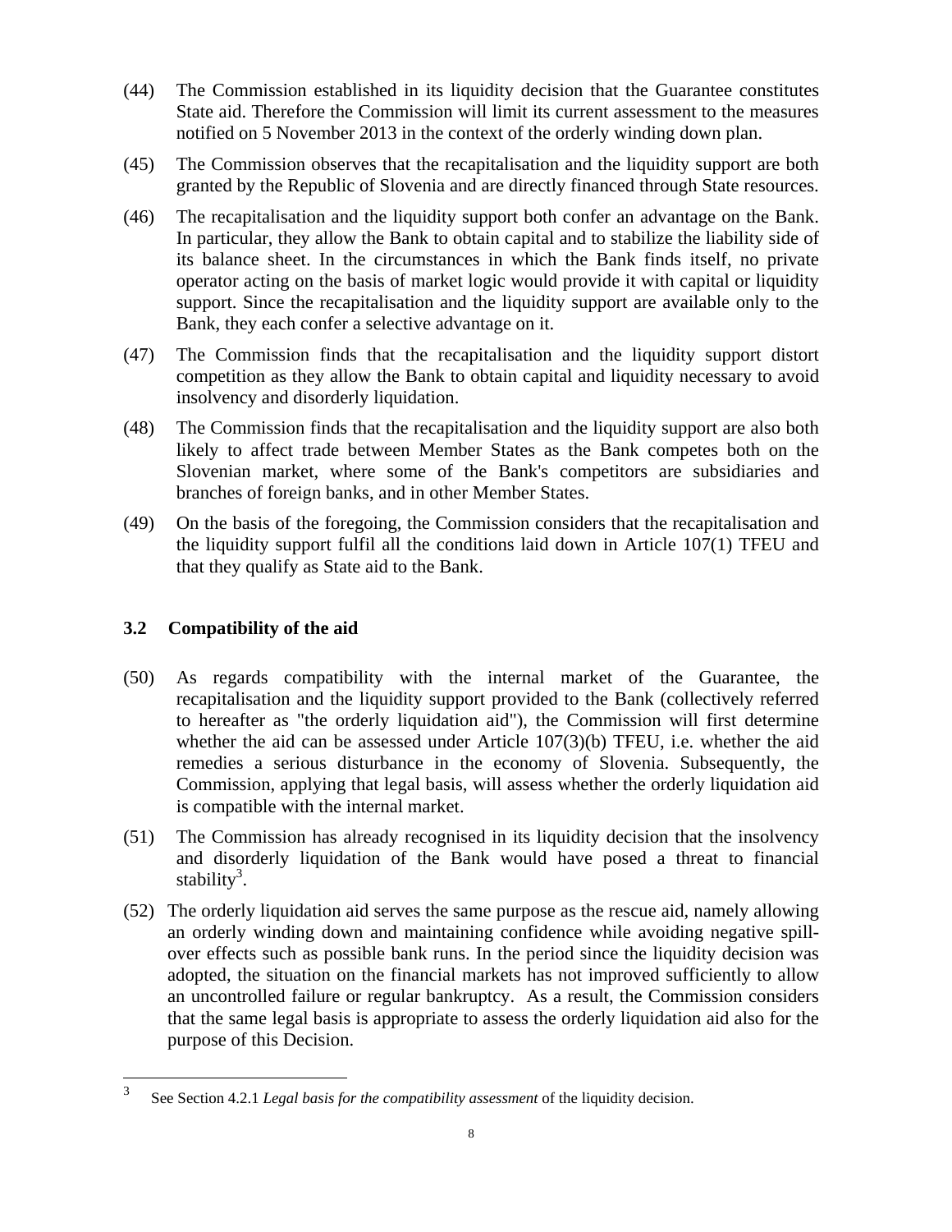(44) The Commission established in its liquidity decision that the Guarantee constitutes State aid. Therefore the Commission will limit its current assessment to the measures notified on 5 November 2013 in the context of the orderly winding down plan.

(45) The Commission observes that the recapitalisation and the liquidity support are both granted by the Republic of Slovenia and are directly financed through State resources.

(46) The recapitalisation and the liquidity support both confer an advantage on the Bank. In particular, they allow the Bank to obtain capital and to stabilize the liability side of its balance sheet. In the circumstances in which the Bank finds itself, no private operator acting on the basis of market logic would provide it with capital or liquidity support. Since the recapitalisation and the liquidity support are available only to the Bank, they each confer a selective advantage on it.

(47) The Commission finds that the recapitalisation and the liquidity support distort competition as they allow the Bank to obtain capital and liquidity necessary to avoid insolvency and disorderly liquidation.

(48) The Commission finds that the recapitalisation and the liquidity support are also both likely to affect trade between Member States as the Bank competes both on the Slovenian market, where some of the Bank's competitors are subsidiaries and branches of foreign banks, and in other Member States.

(49) On the basis of the foregoing, the Commission considers that the recapitalisation and the liquidity support fulfil all the conditions laid down in Article 107(1) TFEU and that they qualify as State aid to the Bank.

## 3.2 Compatibility of the aid

(50) As regards compatibility with the internal market of the Guarantee, the recapitalisation and the liquidity support provided to the Bank (collectively referred to hereafter as "the orderly liquidation aid"), the Commission will first determine whether the aid can be assessed under Article 107(3)(b) TFEU, i.e. whether the aid remedies a serious disturbance in the economy of Slovenia. Subsequently, the Commission, applying that legal basis, will assess whether the orderly liquidation aid is compatible with the internal market.

(51) The Commission has already recognised in its liquidity decision that the insolvency and disorderly liquidation of the Bank would have posed a threat to financial stability[3].

(52) The orderly liquidation aid serves the same purpose as the rescue aid, namely allowing an orderly winding down and maintaining confidence while avoiding negative spill-over effects such as possible bank runs. In the period since the liquidity decision was adopted, the situation on the financial markets has not improved sufficiently to allow an uncontrolled failure or regular bankruptcy. As a result, the Commission considers that the same legal basis is appropriate to assess the orderly liquidation aid also for the purpose of this Decision.

[3] See Section 4.2.1 *Legal basis for the compatibility assessment* of the liquidity decision.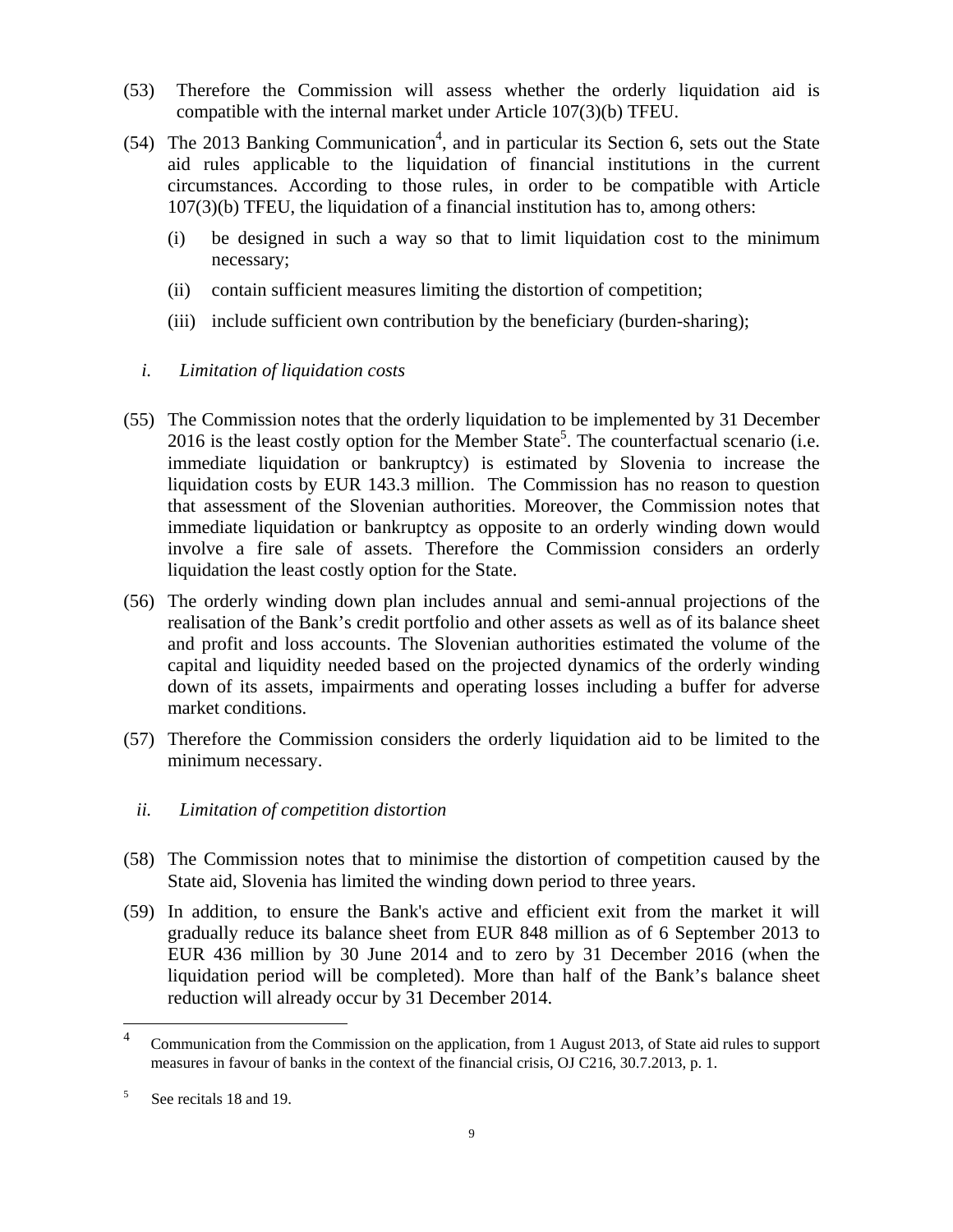(53) Therefore the Commission will assess whether the orderly liquidation aid is compatible with the internal market under Article 107(3)(b) TFEU.

(54) The 2013 Banking Communication[4], and in particular its Section 6, sets out the State aid rules applicable to the liquidation of financial institutions in the current circumstances. According to those rules, in order to be compatible with Article 107(3)(b) TFEU, the liquidation of a financial institution has to, among others:

(i) be designed in such a way so that to limit liquidation cost to the minimum necessary;

(ii) contain sufficient measures limiting the distortion of competition;

(iii) include sufficient own contribution by the beneficiary (burden-sharing);

*i. Limitation of liquidation costs*

(55) The Commission notes that the orderly liquidation to be implemented by 31 December 2016 is the least costly option for the Member State[5]. The counterfactual scenario (i.e. immediate liquidation or bankruptcy) is estimated by Slovenia to increase the liquidation costs by EUR 143.3 million. The Commission has no reason to question that assessment of the Slovenian authorities. Moreover, the Commission notes that immediate liquidation or bankruptcy as opposite to an orderly winding down would involve a fire sale of assets. Therefore the Commission considers an orderly liquidation the least costly option for the State.

(56) The orderly winding down plan includes annual and semi-annual projections of the realisation of the Bank's credit portfolio and other assets as well as of its balance sheet and profit and loss accounts. The Slovenian authorities estimated the volume of the capital and liquidity needed based on the projected dynamics of the orderly winding down of its assets, impairments and operating losses including a buffer for adverse market conditions.

(57) Therefore the Commission considers the orderly liquidation aid to be limited to the minimum necessary.

*ii. Limitation of competition distortion*

(58) The Commission notes that to minimise the distortion of competition caused by the State aid, Slovenia has limited the winding down period to three years.

(59) In addition, to ensure the Bank's active and efficient exit from the market it will gradually reduce its balance sheet from EUR 848 million as of 6 September 2013 to EUR 436 million by 30 June 2014 and to zero by 31 December 2016 (when the liquidation period will be completed). More than half of the Bank's balance sheet reduction will already occur by 31 December 2014.

---

[4] Communication from the Commission on the application, from 1 August 2013, of State aid rules to support measures in favour of banks in the context of the financial crisis, OJ C216, 30.7.2013, p. 1.

[5] See recitals 18 and 19.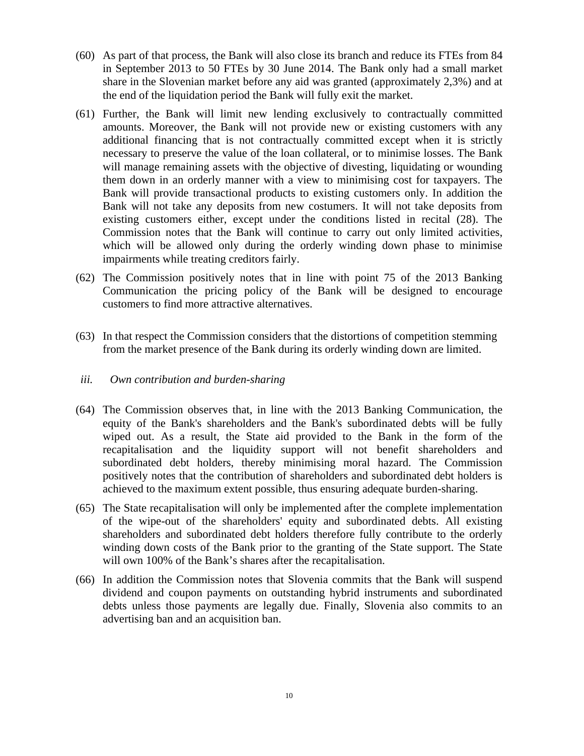(60) As part of that process, the Bank will also close its branch and reduce its FTEs from 84 in September 2013 to 50 FTEs by 30 June 2014. The Bank only had a small market share in the Slovenian market before any aid was granted (approximately 2,3%) and at the end of the liquidation period the Bank will fully exit the market.

(61) Further, the Bank will limit new lending exclusively to contractually committed amounts. Moreover, the Bank will not provide new or existing customers with any additional financing that is not contractually committed except when it is strictly necessary to preserve the value of the loan collateral, or to minimise losses. The Bank will manage remaining assets with the objective of divesting, liquidating or wounding them down in an orderly manner with a view to minimising cost for taxpayers. The Bank will provide transactional products to existing customers only. In addition the Bank will not take any deposits from new costumers. It will not take deposits from existing customers either, except under the conditions listed in recital (28). The Commission notes that the Bank will continue to carry out only limited activities, which will be allowed only during the orderly winding down phase to minimise impairments while treating creditors fairly.

(62) The Commission positively notes that in line with point 75 of the 2013 Banking Communication the pricing policy of the Bank will be designed to encourage customers to find more attractive alternatives.

(63) In that respect the Commission considers that the distortions of competition stemming from the market presence of the Bank during its orderly winding down are limited.

*iii. Own contribution and burden-sharing*

(64) The Commission observes that, in line with the 2013 Banking Communication, the equity of the Bank's shareholders and the Bank's subordinated debts will be fully wiped out. As a result, the State aid provided to the Bank in the form of the recapitalisation and the liquidity support will not benefit shareholders and subordinated debt holders, thereby minimising moral hazard. The Commission positively notes that the contribution of shareholders and subordinated debt holders is achieved to the maximum extent possible, thus ensuring adequate burden-sharing.

(65) The State recapitalisation will only be implemented after the complete implementation of the wipe-out of the shareholders' equity and subordinated debts. All existing shareholders and subordinated debt holders therefore fully contribute to the orderly winding down costs of the Bank prior to the granting of the State support. The State will own 100% of the Bank's shares after the recapitalisation.

(66) In addition the Commission notes that Slovenia commits that the Bank will suspend dividend and coupon payments on outstanding hybrid instruments and subordinated debts unless those payments are legally due. Finally, Slovenia also commits to an advertising ban and an acquisition ban.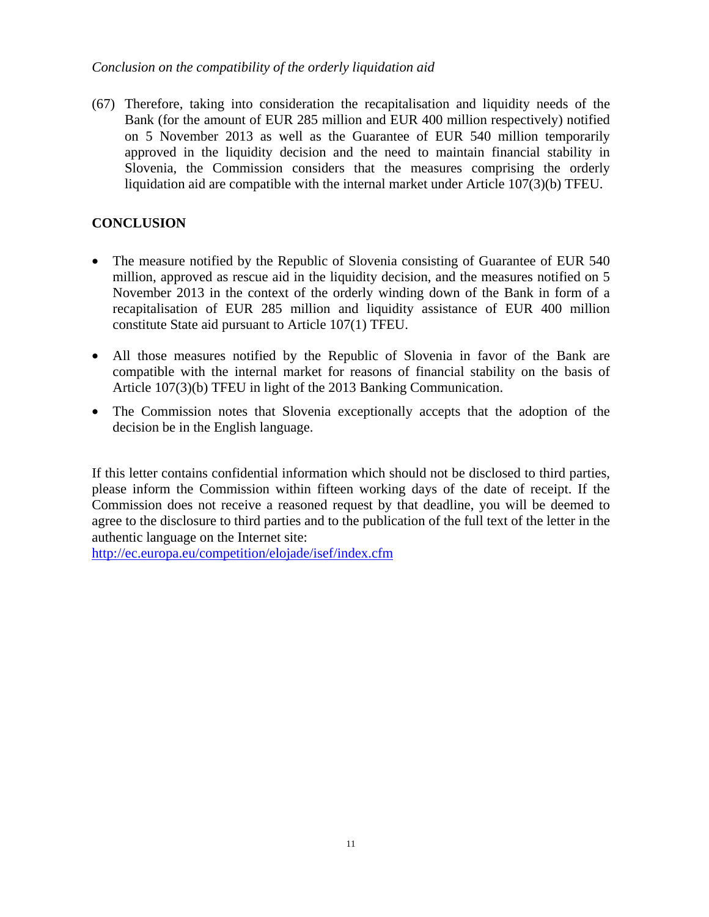*Conclusion on the compatibility of the orderly liquidation aid*

(67) Therefore, taking into consideration the recapitalisation and liquidity needs of the Bank (for the amount of EUR 285 million and EUR 400 million respectively) notified on 5 November 2013 as well as the Guarantee of EUR 540 million temporarily approved in the liquidity decision and the need to maintain financial stability in Slovenia, the Commission considers that the measures comprising the orderly liquidation aid are compatible with the internal market under Article 107(3)(b) TFEU.

## CONCLUSION

- The measure notified by the Republic of Slovenia consisting of Guarantee of EUR 540 million, approved as rescue aid in the liquidity decision, and the measures notified on 5 November 2013 in the context of the orderly winding down of the Bank in form of a recapitalisation of EUR 285 million and liquidity assistance of EUR 400 million constitute State aid pursuant to Article 107(1) TFEU.
- All those measures notified by the Republic of Slovenia in favor of the Bank are compatible with the internal market for reasons of financial stability on the basis of Article 107(3)(b) TFEU in light of the 2013 Banking Communication.
- The Commission notes that Slovenia exceptionally accepts that the adoption of the decision be in the English language.

If this letter contains confidential information which should not be disclosed to third parties, please inform the Commission within fifteen working days of the date of receipt. If the Commission does not receive a reasoned request by that deadline, you will be deemed to agree to the disclosure to third parties and to the publication of the full text of the letter in the authentic language on the Internet site:
http://ec.europa.eu/competition/elojade/isef/index.cfm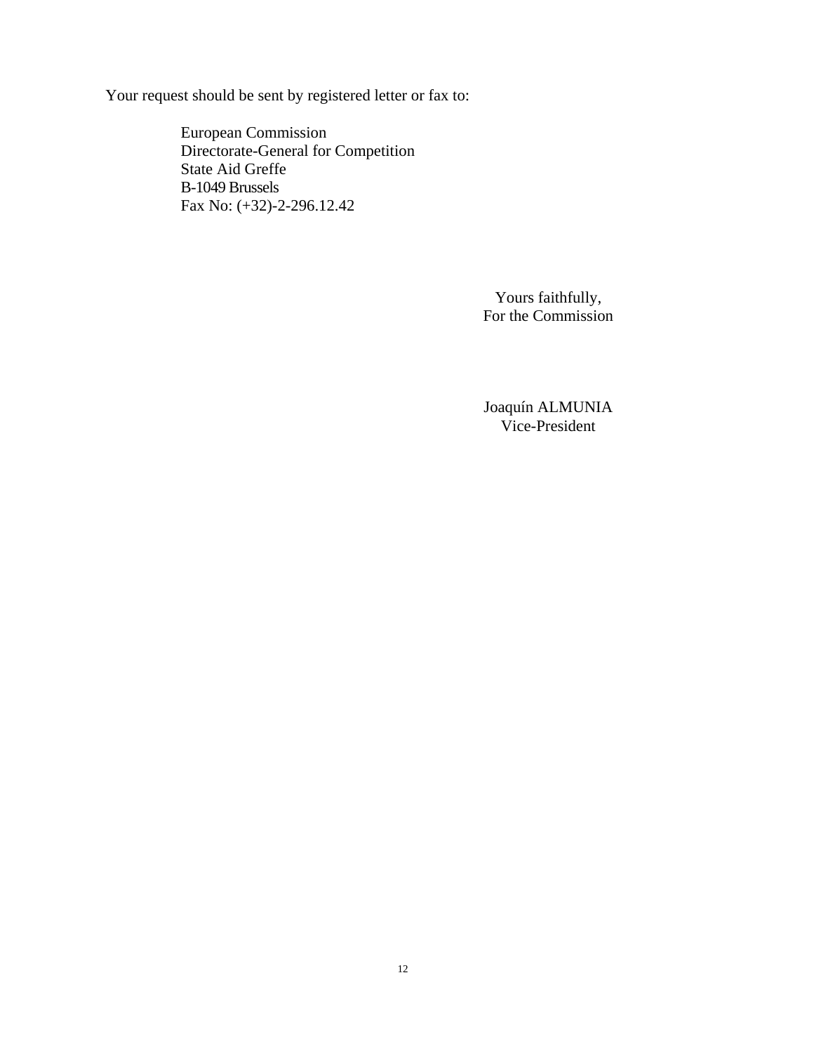Your request should be sent by registered letter or fax to:

European Commission
Directorate-General for Competition
State Aid Greffe
B-1049 Brussels
Fax No: (+32)-2-296.12.42

Yours faithfully,
For the Commission

Joaquín ALMUNIA
Vice-President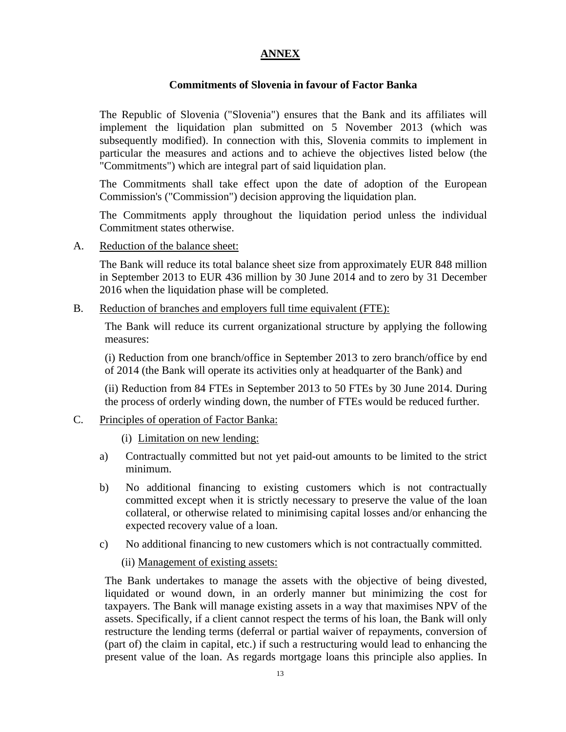# ANNEX

## Commitments of Slovenia in favour of Factor Banka

The Republic of Slovenia ("Slovenia") ensures that the Bank and its affiliates will implement the liquidation plan submitted on 5 November 2013 (which was subsequently modified). In connection with this, Slovenia commits to implement in particular the measures and actions and to achieve the objectives listed below (the "Commitments") which are integral part of said liquidation plan.

The Commitments shall take effect upon the date of adoption of the European Commission's ("Commission") decision approving the liquidation plan.

The Commitments apply throughout the liquidation period unless the individual Commitment states otherwise.

A. Reduction of the balance sheet:

The Bank will reduce its total balance sheet size from approximately EUR 848 million in September 2013 to EUR 436 million by 30 June 2014 and to zero by 31 December 2016 when the liquidation phase will be completed.

B. Reduction of branches and employers full time equivalent (FTE):

The Bank will reduce its current organizational structure by applying the following measures:

(i) Reduction from one branch/office in September 2013 to zero branch/office by end of 2014 (the Bank will operate its activities only at headquarter of the Bank) and

(ii) Reduction from 84 FTEs in September 2013 to 50 FTEs by 30 June 2014. During the process of orderly winding down, the number of FTEs would be reduced further.

C. Principles of operation of Factor Banka:

(i) Limitation on new lending:

a) Contractually committed but not yet paid-out amounts to be limited to the strict minimum.

b) No additional financing to existing customers which is not contractually committed except when it is strictly necessary to preserve the value of the loan collateral, or otherwise related to minimising capital losses and/or enhancing the expected recovery value of a loan.

c) No additional financing to new customers which is not contractually committed.

(ii) Management of existing assets:

The Bank undertakes to manage the assets with the objective of being divested, liquidated or wound down, in an orderly manner but minimizing the cost for taxpayers. The Bank will manage existing assets in a way that maximises NPV of the assets. Specifically, if a client cannot respect the terms of his loan, the Bank will only restructure the lending terms (deferral or partial waiver of repayments, conversion of (part of) the claim in capital, etc.) if such a restructuring would lead to enhancing the present value of the loan. As regards mortgage loans this principle also applies. In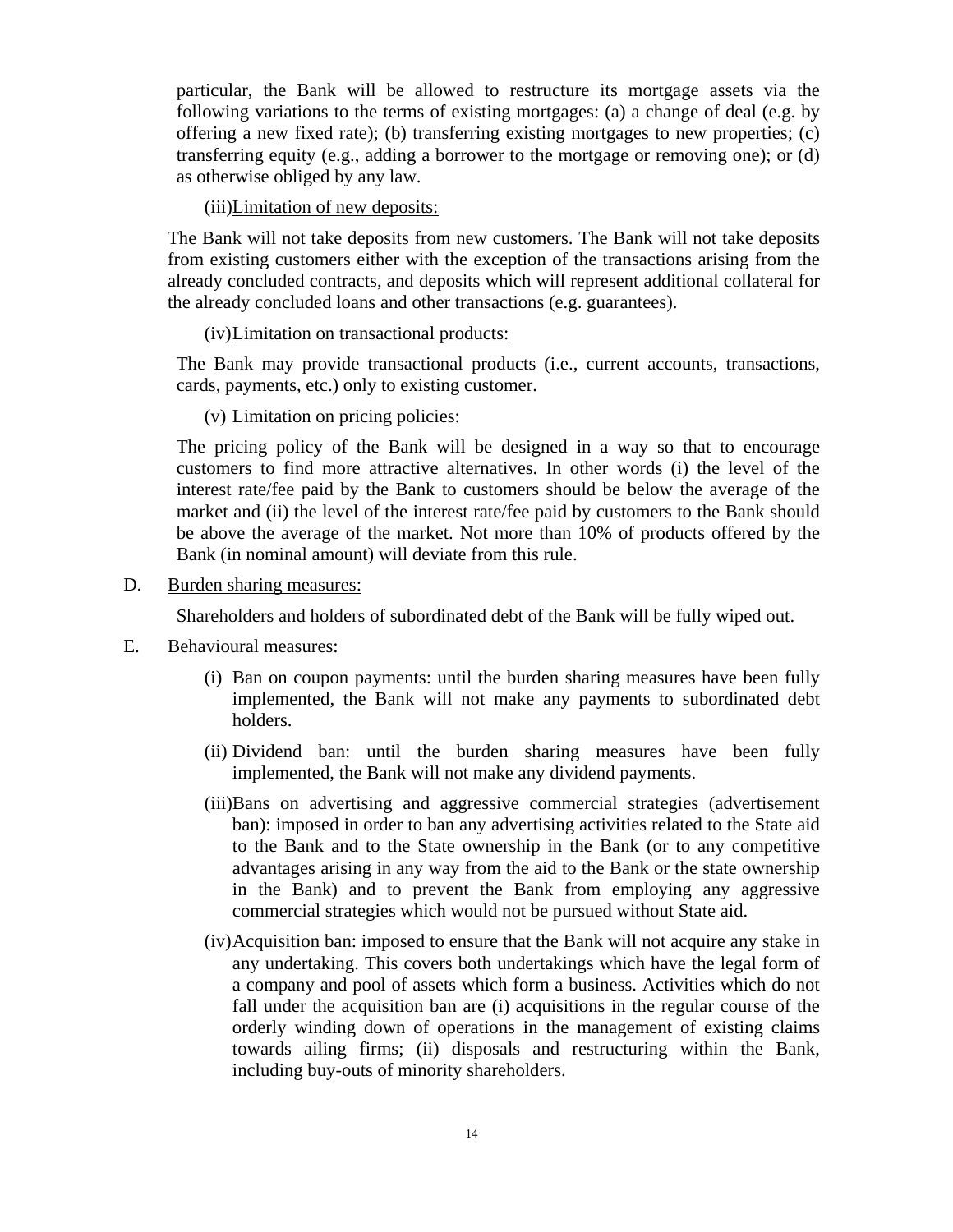particular, the Bank will be allowed to restructure its mortgage assets via the following variations to the terms of existing mortgages: (a) a change of deal (e.g. by offering a new fixed rate); (b) transferring existing mortgages to new properties; (c) transferring equity (e.g., adding a borrower to the mortgage or removing one); or (d) as otherwise obliged by any law.

(iii) Limitation of new deposits:

The Bank will not take deposits from new customers. The Bank will not take deposits from existing customers either with the exception of the transactions arising from the already concluded contracts, and deposits which will represent additional collateral for the already concluded loans and other transactions (e.g. guarantees).

(iv) Limitation on transactional products:

The Bank may provide transactional products (i.e., current accounts, transactions, cards, payments, etc.) only to existing customer.

(v) Limitation on pricing policies:

The pricing policy of the Bank will be designed in a way so that to encourage customers to find more attractive alternatives. In other words (i) the level of the interest rate/fee paid by the Bank to customers should be below the average of the market and (ii) the level of the interest rate/fee paid by customers to the Bank should be above the average of the market. Not more than 10% of products offered by the Bank (in nominal amount) will deviate from this rule.

D. Burden sharing measures:

Shareholders and holders of subordinated debt of the Bank will be fully wiped out.

E. Behavioural measures:

(i) Ban on coupon payments: until the burden sharing measures have been fully implemented, the Bank will not make any payments to subordinated debt holders.

(ii) Dividend ban: until the burden sharing measures have been fully implemented, the Bank will not make any dividend payments.

(iii) Bans on advertising and aggressive commercial strategies (advertisement ban): imposed in order to ban any advertising activities related to the State aid to the Bank and to the State ownership in the Bank (or to any competitive advantages arising in any way from the aid to the Bank or the state ownership in the Bank) and to prevent the Bank from employing any aggressive commercial strategies which would not be pursued without State aid.

(iv) Acquisition ban: imposed to ensure that the Bank will not acquire any stake in any undertaking. This covers both undertakings which have the legal form of a company and pool of assets which form a business. Activities which do not fall under the acquisition ban are (i) acquisitions in the regular course of the orderly winding down of operations in the management of existing claims towards ailing firms; (ii) disposals and restructuring within the Bank, including buy-outs of minority shareholders.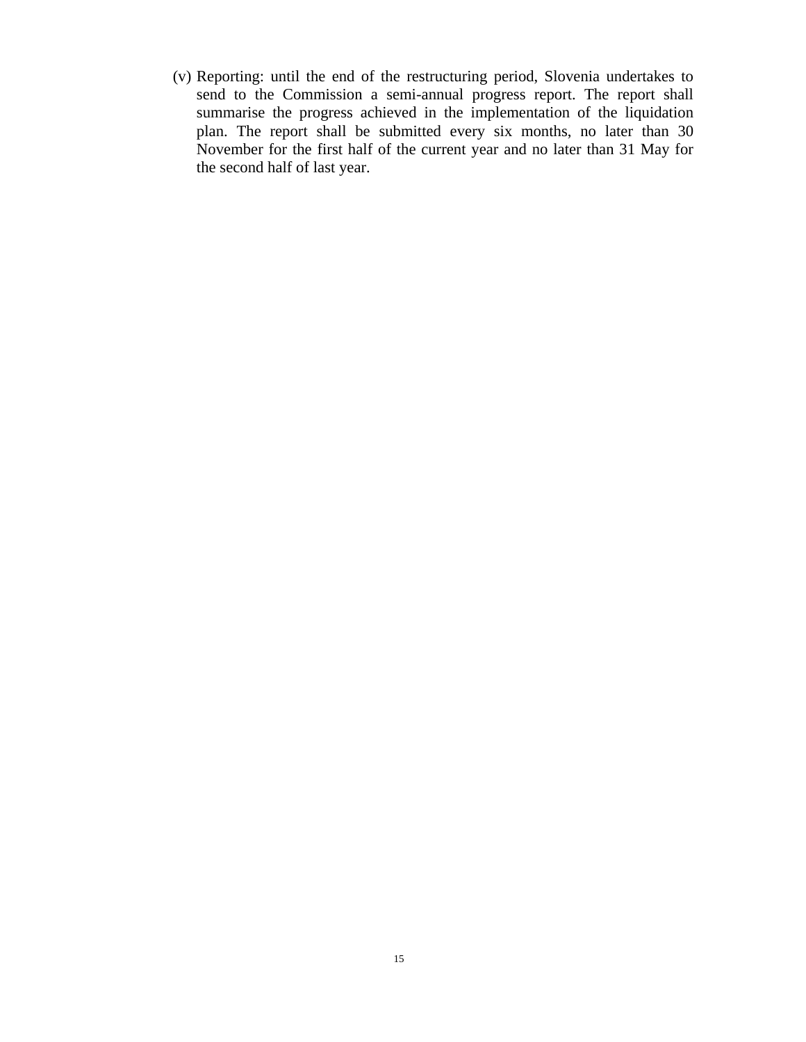(v) Reporting: until the end of the restructuring period, Slovenia undertakes to send to the Commission a semi-annual progress report. The report shall summarise the progress achieved in the implementation of the liquidation plan. The report shall be submitted every six months, no later than 30 November for the first half of the current year and no later than 31 May for the second half of last year.